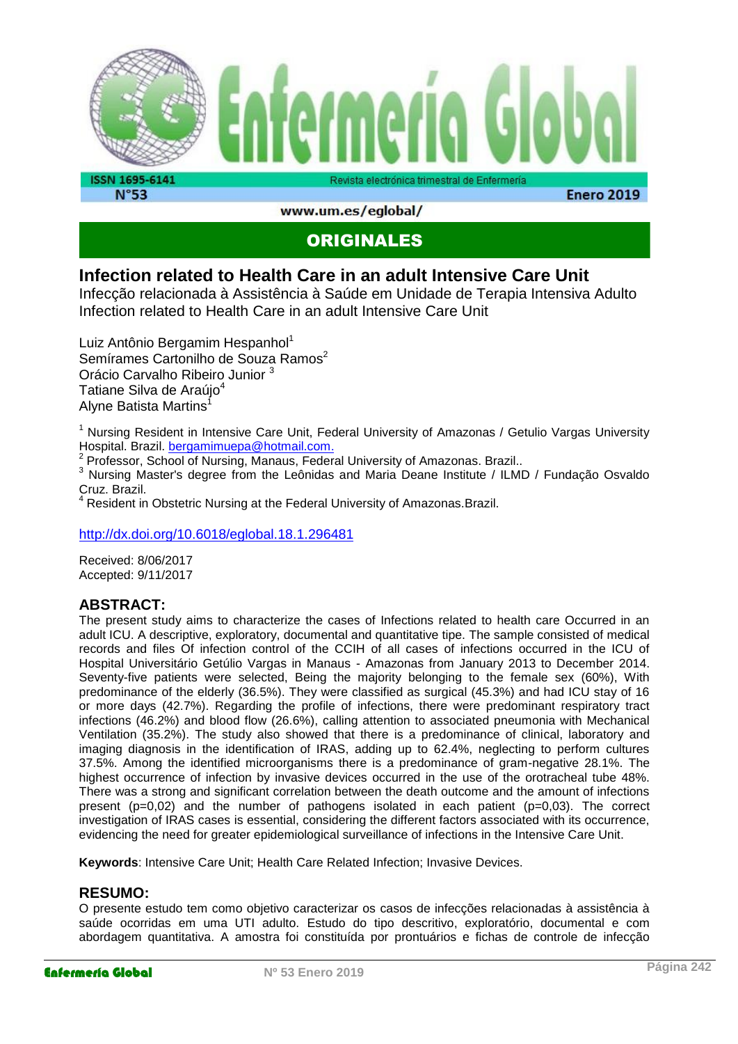# ORIGINALES

## Infection related to Health Care in an adult Intensive Care Unit

Infecção relacionada à Assistência à Saúde em Unidade de Terapia Intensiva Adulto
Infection related to Health Care in an adult Intensive Care Unit

Luiz Antônio Bergamim Hespanhol[1]
Semírames Cartonilho de Souza Ramos[2]
Orácio Carvalho Ribeiro Junior [3]
Tatiane Silva de Araújo[4]
Alyne Batista Martins[1]

[1] Nursing Resident in Intensive Care Unit, Federal University of Amazonas / Getulio Vargas University Hospital. Brazil. bergamimuepa@hotmail.com.
[2] Professor, School of Nursing, Manaus, Federal University of Amazonas. Brazil..
[3] Nursing Master's degree from the Leônidas and Maria Deane Institute / ILMD / Fundação Osvaldo Cruz. Brazil.
[4] Resident in Obstetric Nursing at the Federal University of Amazonas.Brazil.

http://dx.doi.org/10.6018/eglobal.18.1.296481

Received: 8/06/2017
Accepted: 9/11/2017

## ABSTRACT:

The present study aims to characterize the cases of Infections related to health care Occurred in an adult ICU. A descriptive, exploratory, documental and quantitative tipe. The sample consisted of medical records and files Of infection control of the CCIH of all cases of infections occurred in the ICU of Hospital Universitário Getúlio Vargas in Manaus - Amazonas from January 2013 to December 2014. Seventy-five patients were selected, Being the majority belonging to the female sex (60%), With predominance of the elderly (36.5%). They were classified as surgical (45.3%) and had ICU stay of 16 or more days (42.7%). Regarding the profile of infections, there were predominant respiratory tract infections (46.2%) and blood flow (26.6%), calling attention to associated pneumonia with Mechanical Ventilation (35.2%). The study also showed that there is a predominance of clinical, laboratory and imaging diagnosis in the identification of IRAS, adding up to 62.4%, neglecting to perform cultures 37.5%. Among the identified microorganisms there is a predominance of gram-negative 28.1%. The highest occurrence of infection by invasive devices occurred in the use of the orotracheal tube 48%. There was a strong and significant correlation between the death outcome and the amount of infections present ($p=0,02$) and the number of pathogens isolated in each patient ($p=0,03$). The correct investigation of IRAS cases is essential, considering the different factors associated with its occurrence, evidencing the need for greater epidemiological surveillance of infections in the Intensive Care Unit.

**Keywords**: Intensive Care Unit; Health Care Related Infection; Invasive Devices.

## RESUMO:

O presente estudo tem como objetivo caracterizar os casos de infecções relacionadas à assistência à saúde ocorridas em uma UTI adulto. Estudo do tipo descritivo, exploratório, documental e com abordagem quantitativa. A amostra foi constituída por prontuários e fichas de controle de infecção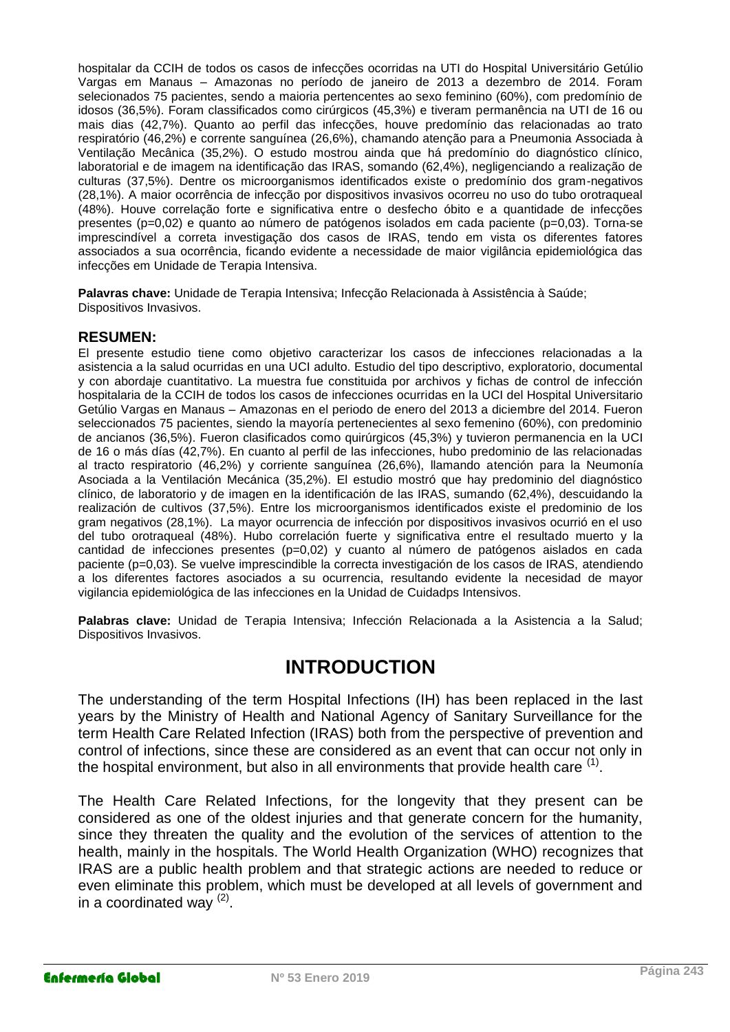hospitalar da CCIH de todos os casos de infecções ocorridas na UTI do Hospital Universitário Getúlio Vargas em Manaus – Amazonas no período de janeiro de 2013 a dezembro de 2014. Foram selecionados 75 pacientes, sendo a maioria pertencentes ao sexo feminino (60%), com predomínio de idosos (36,5%). Foram classificados como cirúrgicos (45,3%) e tiveram permanência na UTI de 16 ou mais dias (42,7%). Quanto ao perfil das infecções, houve predomínio das relacionadas ao trato respiratório (46,2%) e corrente sanguínea (26,6%), chamando atenção para a Pneumonia Associada à Ventilação Mecânica (35,2%). O estudo mostrou ainda que há predomínio do diagnóstico clínico, laboratorial e de imagem na identificação das IRAS, somando (62,4%), negligenciando a realização de culturas (37,5%). Dentre os microorganismos identificados existe o predomínio dos gram-negativos (28,1%). A maior ocorrência de infecção por dispositivos invasivos ocorreu no uso do tubo orotraqueal (48%). Houve correlação forte e significativa entre o desfecho óbito e a quantidade de infecções presentes (p=0,02) e quanto ao número de patógenos isolados em cada paciente (p=0,03). Torna-se imprescindível a correta investigação dos casos de IRAS, tendo em vista os diferentes fatores associados a sua ocorrência, ficando evidente a necessidade de maior vigilância epidemiológica das infecções em Unidade de Terapia Intensiva.

**Palavras chave:** Unidade de Terapia Intensiva; Infecção Relacionada à Assistência à Saúde; Dispositivos Invasivos.

## RESUMEN:

El presente estudio tiene como objetivo caracterizar los casos de infecciones relacionadas a la asistencia a la salud ocurridas en una UCI adulto. Estudio del tipo descriptivo, exploratorio, documental y con abordaje cuantitativo. La muestra fue constituida por archivos y fichas de control de infección hospitalaria de la CCIH de todos los casos de infecciones ocurridas en la UCI del Hospital Universitario Getúlio Vargas en Manaus – Amazonas en el periodo de enero del 2013 a diciembre del 2014. Fueron seleccionados 75 pacientes, siendo la mayoría pertenecientes al sexo femenino (60%), con predominio de ancianos (36,5%). Fueron clasificados como quirúrgicos (45,3%) y tuvieron permanencia en la UCI de 16 o más días (42,7%). En cuanto al perfil de las infecciones, hubo predominio de las relacionadas al tracto respiratorio (46,2%) y corriente sanguínea (26,6%), llamando atención para la Neumonía Asociada a la Ventilación Mecánica (35,2%). El estudio mostró que hay predominio del diagnóstico clínico, de laboratorio y de imagen en la identificación de las IRAS, sumando (62,4%), descuidando la realización de cultivos (37,5%). Entre los microorganismos identificados existe el predominio de los gram negativos (28,1%). La mayor ocurrencia de infección por dispositivos invasivos ocurrió en el uso del tubo orotraqueal (48%). Hubo correlación fuerte y significativa entre el resultado muerto y la cantidad de infecciones presentes (p=0,02) y cuanto al número de patógenos aislados en cada paciente (p=0,03). Se vuelve imprescindible la correcta investigación de los casos de IRAS, atendiendo a los diferentes factores asociados a su ocurrencia, resultando evidente la necesidad de mayor vigilancia epidemiológica de las infecciones en la Unidad de Cuidadps Intensivos.

**Palabras clave:** Unidad de Terapia Intensiva; Infección Relacionada a la Asistencia a la Salud; Dispositivos Invasivos.

# INTRODUCTION

The understanding of the term Hospital Infections (IH) has been replaced in the last years by the Ministry of Health and National Agency of Sanitary Surveillance for the term Health Care Related Infection (IRAS) both from the perspective of prevention and control of infections, since these are considered as an event that can occur not only in the hospital environment, but also in all environments that provide health care (1).

The Health Care Related Infections, for the longevity that they present can be considered as one of the oldest injuries and that generate concern for the humanity, since they threaten the quality and the evolution of the services of attention to the health, mainly in the hospitals. The World Health Organization (WHO) recognizes that IRAS are a public health problem and that strategic actions are needed to reduce or even eliminate this problem, which must be developed at all levels of government and in a coordinated way (2).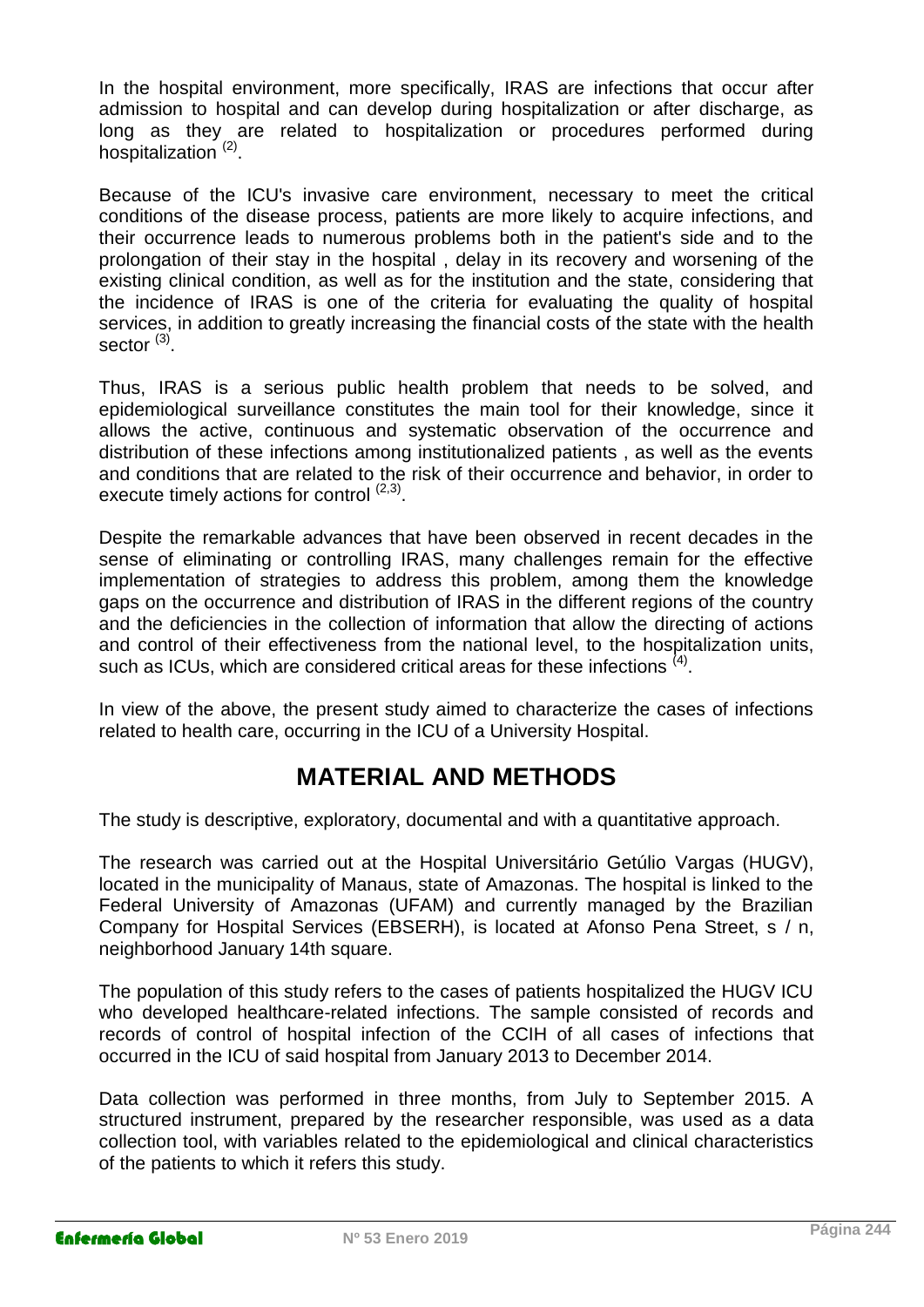In the hospital environment, more specifically, IRAS are infections that occur after admission to hospital and can develop during hospitalization or after discharge, as long as they are related to hospitalization or procedures performed during hospitalization [(2)].

Because of the ICU's invasive care environment, necessary to meet the critical conditions of the disease process, patients are more likely to acquire infections, and their occurrence leads to numerous problems both in the patient's side and to the prolongation of their stay in the hospital , delay in its recovery and worsening of the existing clinical condition, as well as for the institution and the state, considering that the incidence of IRAS is one of the criteria for evaluating the quality of hospital services, in addition to greatly increasing the financial costs of the state with the health sector [(3)].

Thus, IRAS is a serious public health problem that needs to be solved, and epidemiological surveillance constitutes the main tool for their knowledge, since it allows the active, continuous and systematic observation of the occurrence and distribution of these infections among institutionalized patients , as well as the events and conditions that are related to the risk of their occurrence and behavior, in order to execute timely actions for control [(2,3)].

Despite the remarkable advances that have been observed in recent decades in the sense of eliminating or controlling IRAS, many challenges remain for the effective implementation of strategies to address this problem, among them the knowledge gaps on the occurrence and distribution of IRAS in the different regions of the country and the deficiencies in the collection of information that allow the directing of actions and control of their effectiveness from the national level, to the hospitalization units, such as ICUs, which are considered critical areas for these infections [(4)].

In view of the above, the present study aimed to characterize the cases of infections related to health care, occurring in the ICU of a University Hospital.

## MATERIAL AND METHODS

The study is descriptive, exploratory, documental and with a quantitative approach.

The research was carried out at the Hospital Universitário Getúlio Vargas (HUGV), located in the municipality of Manaus, state of Amazonas. The hospital is linked to the Federal University of Amazonas (UFAM) and currently managed by the Brazilian Company for Hospital Services (EBSERH), is located at Afonso Pena Street, s / n, neighborhood January 14th square.

The population of this study refers to the cases of patients hospitalized the HUGV ICU who developed healthcare-related infections. The sample consisted of records and records of control of hospital infection of the CCIH of all cases of infections that occurred in the ICU of said hospital from January 2013 to December 2014.

Data collection was performed in three months, from July to September 2015. A structured instrument, prepared by the researcher responsible, was used as a data collection tool, with variables related to the epidemiological and clinical characteristics of the patients to which it refers this study.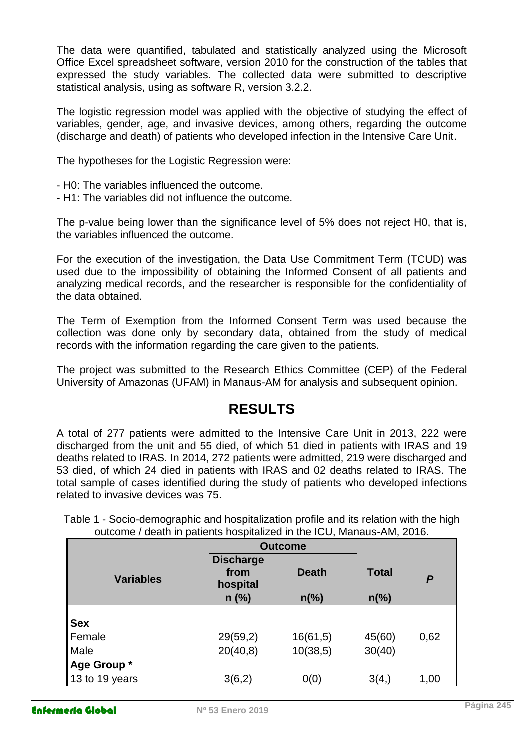The data were quantified, tabulated and statistically analyzed using the Microsoft Office Excel spreadsheet software, version 2010 for the construction of the tables that expressed the study variables. The collected data were submitted to descriptive statistical analysis, using as software R, version 3.2.2.

The logistic regression model was applied with the objective of studying the effect of variables, gender, age, and invasive devices, among others, regarding the outcome (discharge and death) of patients who developed infection in the Intensive Care Unit.

The hypotheses for the Logistic Regression were:

- H0: The variables influenced the outcome.
- H1: The variables did not influence the outcome.

The p-value being lower than the significance level of 5% does not reject H0, that is, the variables influenced the outcome.

For the execution of the investigation, the Data Use Commitment Term (TCUD) was used due to the impossibility of obtaining the Informed Consent of all patients and analyzing medical records, and the researcher is responsible for the confidentiality of the data obtained.

The Term of Exemption from the Informed Consent Term was used because the collection was done only by secondary data, obtained from the study of medical records with the information regarding the care given to the patients.

The project was submitted to the Research Ethics Committee (CEP) of the Federal University of Amazonas (UFAM) in Manaus-AM for analysis and subsequent opinion.

# RESULTS

A total of 277 patients were admitted to the Intensive Care Unit in 2013, 222 were discharged from the unit and 55 died, of which 51 died in patients with IRAS and 19 deaths related to IRAS. In 2014, 272 patients were admitted, 219 were discharged and 53 died, of which 24 died in patients with IRAS and 02 deaths related to IRAS. The total sample of cases identified during the study of patients who developed infections related to invasive devices was 75.

Table 1 - Socio-demographic and hospitalization profile and its relation with the high outcome / death in patients hospitalized in the ICU, Manaus-AM, 2016.

| Variables | Outcome | | Total | *P* |
|---|---|---|---|---|
| | Discharge from hospital | Death | | |
| | n (%) | n(%) | n(%) | |
| **Sex** | | | | |
| Female | 29(59,2) | 16(61,5) | 45(60) | 0,62 |
| Male | 20(40,8) | 10(38,5) | 30(40) | |
| **Age Group \*** | | | | |
| 13 to 19 years | 3(6,2) | 0(0) | 3(4,) | 1,00 |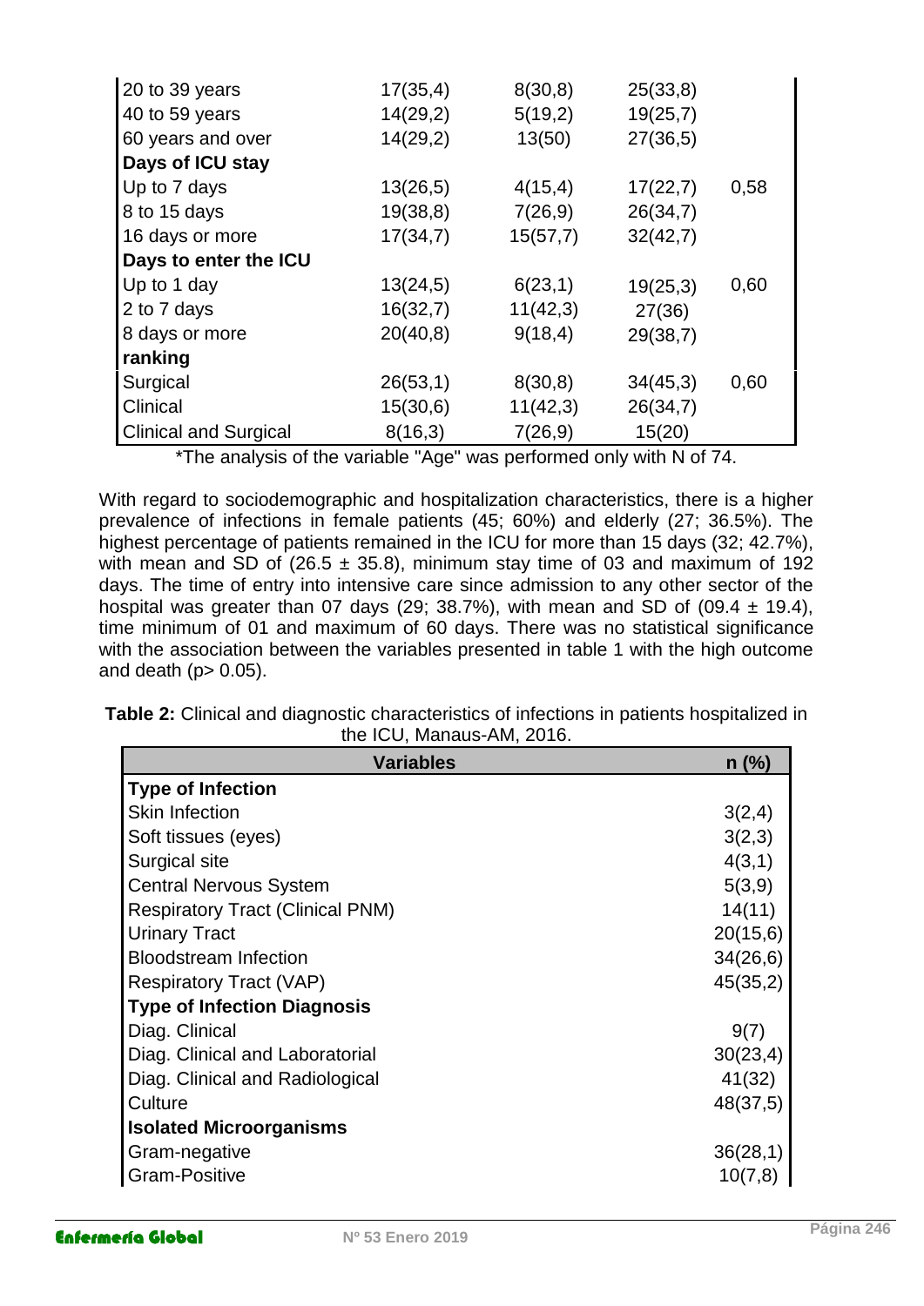| | | | | |
|---|---|---|---|---|
| 20 to 39 years | 17(35,4) | 8(30,8) | 25(33,8) | |
| 40 to 59 years | 14(29,2) | 5(19,2) | 19(25,7) | |
| 60 years and over | 14(29,2) | 13(50) | 27(36,5) | |
| **Days of ICU stay** | | | | |
| Up to 7 days | 13(26,5) | 4(15,4) | 17(22,7) | 0,58 |
| 8 to 15 days | 19(38,8) | 7(26,9) | 26(34,7) | |
| 16 days or more | 17(34,7) | 15(57,7) | 32(42,7) | |
| **Days to enter the ICU** | | | | |
| Up to 1 day | 13(24,5) | 6(23,1) | 19(25,3) | 0,60 |
| 2 to 7 days | 16(32,7) | 11(42,3) | 27(36) | |
| 8 days or more | 20(40,8) | 9(18,4) | 29(38,7) | |
| **ranking** | | | | |
| Surgical | 26(53,1) | 8(30,8) | 34(45,3) | 0,60 |
| Clinical | 15(30,6) | 11(42,3) | 26(34,7) | |
| Clinical and Surgical | 8(16,3) | 7(26,9) | 15(20) | |

*The analysis of the variable "Age" was performed only with N of 74.

With regard to sociodemographic and hospitalization characteristics, there is a higher prevalence of infections in female patients (45; 60%) and elderly (27; 36.5%). The highest percentage of patients remained in the ICU for more than 15 days (32; 42.7%), with mean and SD of (26.5 ± 35.8), minimum stay time of 03 and maximum of 192 days. The time of entry into intensive care since admission to any other sector of the hospital was greater than 07 days (29; 38.7%), with mean and SD of (09.4 ± 19.4), time minimum of 01 and maximum of 60 days. There was no statistical significance with the association between the variables presented in table 1 with the high outcome and death (p> 0.05).

**Table 2:** Clinical and diagnostic characteristics of infections in patients hospitalized in the ICU, Manaus-AM, 2016.

| Variables | n (%) |
|---|---|
| **Type of Infection** | |
| Skin Infection | 3(2,4) |
| Soft tissues (eyes) | 3(2,3) |
| Surgical site | 4(3,1) |
| Central Nervous System | 5(3,9) |
| Respiratory Tract (Clinical PNM) | 14(11) |
| Urinary Tract | 20(15,6) |
| Bloodstream Infection | 34(26,6) |
| Respiratory Tract (VAP) | 45(35,2) |
| **Type of Infection Diagnosis** | |
| Diag. Clinical | 9(7) |
| Diag. Clinical and Laboratorial | 30(23,4) |
| Diag. Clinical and Radiological | 41(32) |
| Culture | 48(37,5) |
| **Isolated Microorganisms** | |
| Gram-negative | 36(28,1) |
| Gram-Positive | 10(7,8) |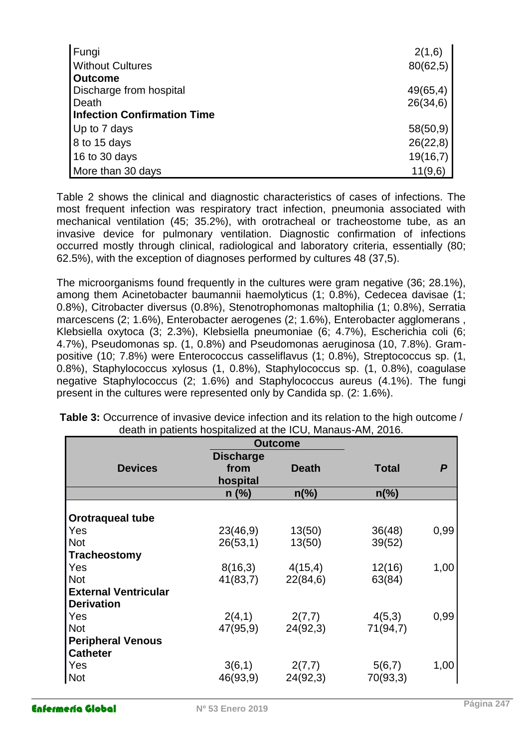| | |
|---|---|
| Fungi | 2(1,6) |
| Without Cultures | 80(62,5) |
| **Outcome** | |
| Discharge from hospital | 49(65,4) |
| Death | 26(34,6) |
| **Infection Confirmation Time** | |
| Up to 7 days | 58(50,9) |
| 8 to 15 days | 26(22,8) |
| 16 to 30 days | 19(16,7) |
| More than 30 days | 11(9,6) |

Table 2 shows the clinical and diagnostic characteristics of cases of infections. The most frequent infection was respiratory tract infection, pneumonia associated with mechanical ventilation (45; 35.2%), with orotracheal or tracheostome tube, as an invasive device for pulmonary ventilation. Diagnostic confirmation of infections occurred mostly through clinical, radiological and laboratory criteria, essentially (80; 62.5%), with the exception of diagnoses performed by cultures 48 (37,5).

The microorganisms found frequently in the cultures were gram negative (36; 28.1%), among them Acinetobacter baumannii haemolyticus (1; 0.8%), Cedecea davisae (1; 0.8%), Citrobacter diversus (0.8%), Stenotrophomonas maltophilia (1; 0.8%), Serratia marcescens (2; 1.6%), Enterobacter aerogenes (2; 1.6%), Enterobacter agglomerans , Klebsiella oxytoca (3; 2.3%), Klebsiella pneumoniae (6; 4.7%), Escherichia coli (6; 4.7%), Pseudomonas sp. (1, 0.8%) and Pseudomonas aeruginosa (10, 7.8%). Gram-positive (10; 7.8%) were Enterococcus casseliflavus (1; 0.8%), Streptococcus sp. (1, 0.8%), Staphylococcus xylosus (1, 0.8%), Staphylococcus sp. (1, 0.8%), coagulase negative Staphylococcus (2; 1.6%) and Staphylococcus aureus (4.1%). The fungi present in the cultures were represented only by Candida sp. (2: 1.6%).

**Table 3:** Occurrence of invasive device infection and its relation to the high outcome / death in patients hospitalized at the ICU, Manaus-AM, 2016.

| Devices | Outcome | | Total | P |
|---|---|---|---|---|
| | Discharge from hospital | Death | | |
| | n (%) | n(%) | n(%) | |
| **Orotraqueal tube** | | | | |
| Yes | 23(46,9) | 13(50) | 36(48) | 0,99 |
| Not | 26(53,1) | 13(50) | 39(52) | |
| **Tracheostomy** | | | | |
| Yes | 8(16,3) | 4(15,4) | 12(16) | 1,00 |
| Not | 41(83,7) | 22(84,6) | 63(84) | |
| **External Ventricular Derivation** | | | | |
| Yes | 2(4,1) | 2(7,7) | 4(5,3) | 0,99 |
| Not | 47(95,9) | 24(92,3) | 71(94,7) | |
| **Peripheral Venous Catheter** | | | | |
| Yes | 3(6,1) | 2(7,7) | 5(6,7) | 1,00 |
| Not | 46(93,9) | 24(92,3) | 70(93,3) | |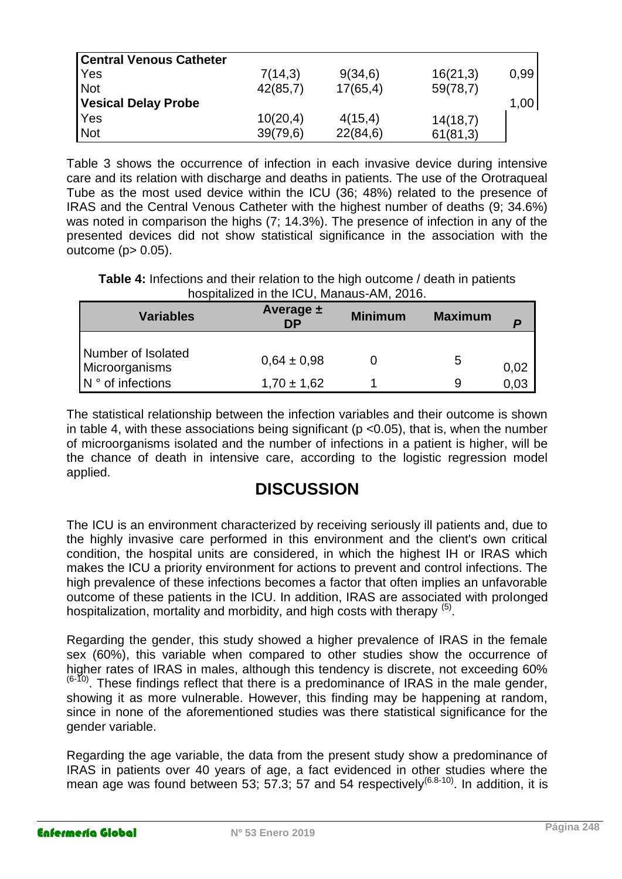| Central Venous Catheter | | | | |
|---|---|---|---|---|
| Yes | 7(14,3) | 9(34,6) | 16(21,3) | 0,99 |
| Not | 42(85,7) | 17(65,4) | 59(78,7) | |
| **Vesical Delay Probe** | | | | 1,00 |
| Yes | 10(20,4) | 4(15,4) | 14(18,7) | |
| Not | 39(79,6) | 22(84,6) | 61(81,3) | |

Table 3 shows the occurrence of infection in each invasive device during intensive care and its relation with discharge and deaths in patients. The use of the Orotraqueal Tube as the most used device within the ICU (36; 48%) related to the presence of IRAS and the Central Venous Catheter with the highest number of deaths (9; 34.6%) was noted in comparison the highs (7; 14.3%). The presence of infection in any of the presented devices did not show statistical significance in the association with the outcome ($p > 0.05$).

**Table 4:** Infections and their relation to the high outcome / death in patients hospitalized in the ICU, Manaus-AM, 2016.

| Variables | Average ± DP | Minimum | Maximum | *P* |
|---|---|---|---|---|
| Number of Isolated Microorganisms | 0,64 ± 0,98 | 0 | 5 | 0,02 |
| N ° of infections | 1,70 ± 1,62 | 1 | 9 | 0,03 |

The statistical relationship between the infection variables and their outcome is shown in table 4, with these associations being significant ($p < 0.05$), that is, when the number of microorganisms isolated and the number of infections in a patient is higher, will be the chance of death in intensive care, according to the logistic regression model applied.

## DISCUSSION

The ICU is an environment characterized by receiving seriously ill patients and, due to the highly invasive care performed in this environment and the client's own critical condition, the hospital units are considered, in which the highest IH or IRAS which makes the ICU a priority environment for actions to prevent and control infections. The high prevalence of these infections becomes a factor that often implies an unfavorable outcome of these patients in the ICU. In addition, IRAS are associated with prolonged hospitalization, mortality and morbidity, and high costs with therapy [5].

Regarding the gender, this study showed a higher prevalence of IRAS in the female sex (60%), this variable when compared to other studies show the occurrence of higher rates of IRAS in males, although this tendency is discrete, not exceeding 60% [6-10]. These findings reflect that there is a predominance of IRAS in the male gender, showing it as more vulnerable. However, this finding may be happening at random, since in none of the aforementioned studies was there statistical significance for the gender variable.

Regarding the age variable, the data from the present study show a predominance of IRAS in patients over 40 years of age, a fact evidenced in other studies where the mean age was found between 53; 57.3; 57 and 54 respectively[6.8-10]. In addition, it is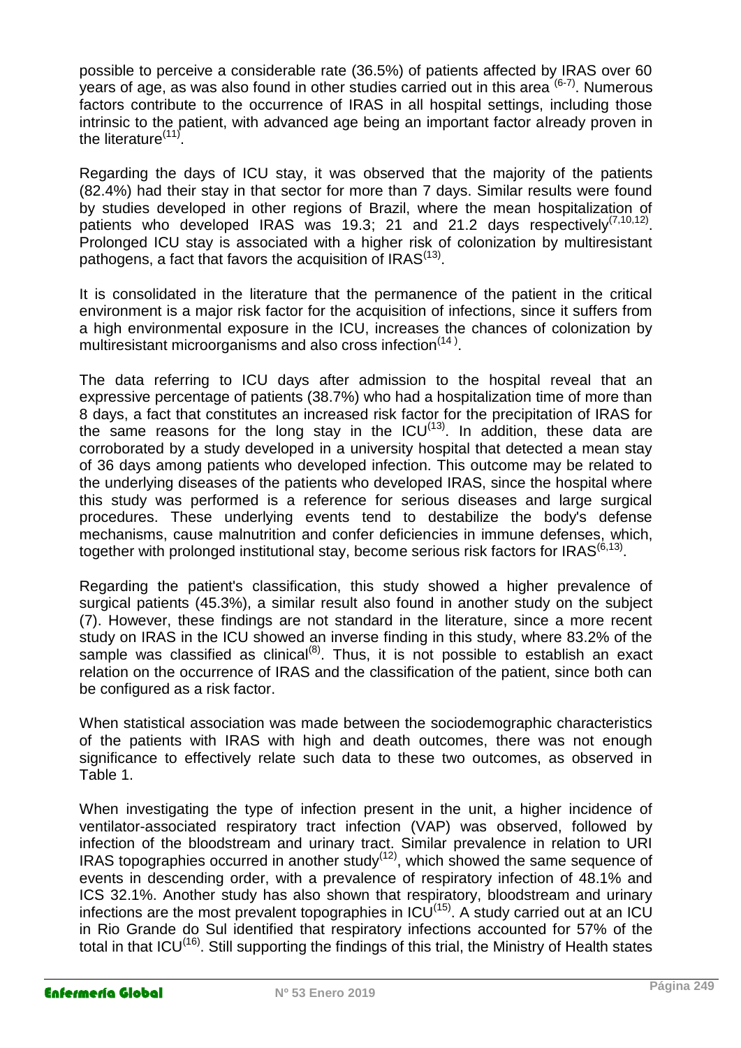possible to perceive a considerable rate (36.5%) of patients affected by IRAS over 60 years of age, as was also found in other studies carried out in this area [6-7]. Numerous factors contribute to the occurrence of IRAS in all hospital settings, including those intrinsic to the patient, with advanced age being an important factor already proven in the literature[11].

Regarding the days of ICU stay, it was observed that the majority of the patients (82.4%) had their stay in that sector for more than 7 days. Similar results were found by studies developed in other regions of Brazil, where the mean hospitalization of patients who developed IRAS was 19.3; 21 and 21.2 days respectively[7,10,12]. Prolonged ICU stay is associated with a higher risk of colonization by multiresistant pathogens, a fact that favors the acquisition of IRAS[13].

It is consolidated in the literature that the permanence of the patient in the critical environment is a major risk factor for the acquisition of infections, since it suffers from a high environmental exposure in the ICU, increases the chances of colonization by multiresistant microorganisms and also cross infection[14].

The data referring to ICU days after admission to the hospital reveal that an expressive percentage of patients (38.7%) who had a hospitalization time of more than 8 days, a fact that constitutes an increased risk factor for the precipitation of IRAS for the same reasons for the long stay in the ICU[13]. In addition, these data are corroborated by a study developed in a university hospital that detected a mean stay of 36 days among patients who developed infection. This outcome may be related to the underlying diseases of the patients who developed IRAS, since the hospital where this study was performed is a reference for serious diseases and large surgical procedures. These underlying events tend to destabilize the body's defense mechanisms, cause malnutrition and confer deficiencies in immune defenses, which, together with prolonged institutional stay, become serious risk factors for IRAS[6,13].

Regarding the patient's classification, this study showed a higher prevalence of surgical patients (45.3%), a similar result also found in another study on the subject (7). However, these findings are not standard in the literature, since a more recent study on IRAS in the ICU showed an inverse finding in this study, where 83.2% of the sample was classified as clinical[8]. Thus, it is not possible to establish an exact relation on the occurrence of IRAS and the classification of the patient, since both can be configured as a risk factor.

When statistical association was made between the sociodemographic characteristics of the patients with IRAS with high and death outcomes, there was not enough significance to effectively relate such data to these two outcomes, as observed in Table 1.

When investigating the type of infection present in the unit, a higher incidence of ventilator-associated respiratory tract infection (VAP) was observed, followed by infection of the bloodstream and urinary tract. Similar prevalence in relation to URI IRAS topographies occurred in another study[12], which showed the same sequence of events in descending order, with a prevalence of respiratory infection of 48.1% and ICS 32.1%. Another study has also shown that respiratory, bloodstream and urinary infections are the most prevalent topographies in ICU[15]. A study carried out at an ICU in Rio Grande do Sul identified that respiratory infections accounted for 57% of the total in that ICU[16]. Still supporting the findings of this trial, the Ministry of Health states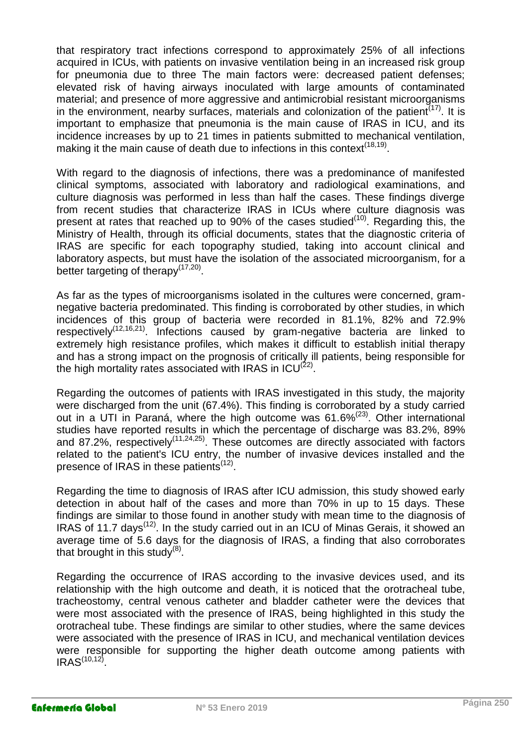that respiratory tract infections correspond to approximately 25% of all infections acquired in ICUs, with patients on invasive ventilation being in an increased risk group for pneumonia due to three The main factors were: decreased patient defenses; elevated risk of having airways inoculated with large amounts of contaminated material; and presence of more aggressive and antimicrobial resistant microorganisms in the environment, nearby surfaces, materials and colonization of the patient[17]. It is important to emphasize that pneumonia is the main cause of IRAS in ICU, and its incidence increases by up to 21 times in patients submitted to mechanical ventilation, making it the main cause of death due to infections in this context[18,19].

With regard to the diagnosis of infections, there was a predominance of manifested clinical symptoms, associated with laboratory and radiological examinations, and culture diagnosis was performed in less than half the cases. These findings diverge from recent studies that characterize IRAS in ICUs where culture diagnosis was present at rates that reached up to 90% of the cases studied[10]. Regarding this, the Ministry of Health, through its official documents, states that the diagnostic criteria of IRAS are specific for each topography studied, taking into account clinical and laboratory aspects, but must have the isolation of the associated microorganism, for a better targeting of therapy[17,20].

As far as the types of microorganisms isolated in the cultures were concerned, gram-negative bacteria predominated. This finding is corroborated by other studies, in which incidences of this group of bacteria were recorded in 81.1%, 82% and 72.9% respectively[12,16,21]. Infections caused by gram-negative bacteria are linked to extremely high resistance profiles, which makes it difficult to establish initial therapy and has a strong impact on the prognosis of critically ill patients, being responsible for the high mortality rates associated with IRAS in ICU[22].

Regarding the outcomes of patients with IRAS investigated in this study, the majority were discharged from the unit (67.4%). This finding is corroborated by a study carried out in a UTI in Paraná, where the high outcome was 61.6%[23]. Other international studies have reported results in which the percentage of discharge was 83.2%, 89% and 87.2%, respectively[11,24,25]. These outcomes are directly associated with factors related to the patient's ICU entry, the number of invasive devices installed and the presence of IRAS in these patients[12].

Regarding the time to diagnosis of IRAS after ICU admission, this study showed early detection in about half of the cases and more than 70% in up to 15 days. These findings are similar to those found in another study with mean time to the diagnosis of IRAS of 11.7 days[12]. In the study carried out in an ICU of Minas Gerais, it showed an average time of 5.6 days for the diagnosis of IRAS, a finding that also corroborates that brought in this study[8].

Regarding the occurrence of IRAS according to the invasive devices used, and its relationship with the high outcome and death, it is noticed that the orotracheal tube, tracheostomy, central venous catheter and bladder catheter were the devices that were most associated with the presence of IRAS, being highlighted in this study the orotracheal tube. These findings are similar to other studies, where the same devices were associated with the presence of IRAS in ICU, and mechanical ventilation devices were responsible for supporting the higher death outcome among patients with IRAS[10,12].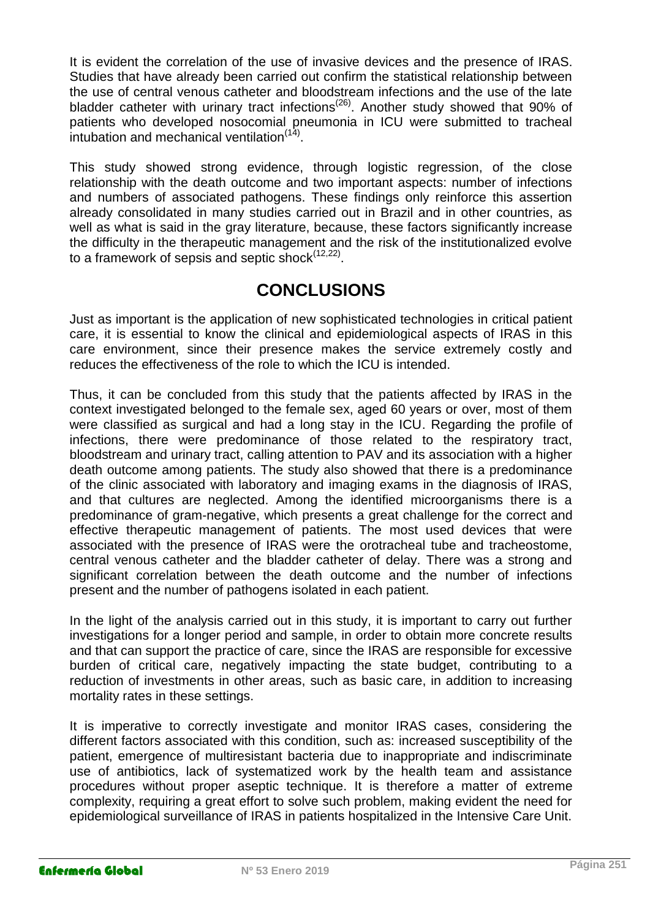It is evident the correlation of the use of invasive devices and the presence of IRAS. Studies that have already been carried out confirm the statistical relationship between the use of central venous catheter and bloodstream infections and the use of the late bladder catheter with urinary tract infections[26]. Another study showed that 90% of patients who developed nosocomial pneumonia in ICU were submitted to tracheal intubation and mechanical ventilation[14].

This study showed strong evidence, through logistic regression, of the close relationship with the death outcome and two important aspects: number of infections and numbers of associated pathogens. These findings only reinforce this assertion already consolidated in many studies carried out in Brazil and in other countries, as well as what is said in the gray literature, because, these factors significantly increase the difficulty in the therapeutic management and the risk of the institutionalized evolve to a framework of sepsis and septic shock[12,22].

## CONCLUSIONS

Just as important is the application of new sophisticated technologies in critical patient care, it is essential to know the clinical and epidemiological aspects of IRAS in this care environment, since their presence makes the service extremely costly and reduces the effectiveness of the role to which the ICU is intended.

Thus, it can be concluded from this study that the patients affected by IRAS in the context investigated belonged to the female sex, aged 60 years or over, most of them were classified as surgical and had a long stay in the ICU. Regarding the profile of infections, there were predominance of those related to the respiratory tract, bloodstream and urinary tract, calling attention to PAV and its association with a higher death outcome among patients. The study also showed that there is a predominance of the clinic associated with laboratory and imaging exams in the diagnosis of IRAS, and that cultures are neglected. Among the identified microorganisms there is a predominance of gram-negative, which presents a great challenge for the correct and effective therapeutic management of patients. The most used devices that were associated with the presence of IRAS were the orotracheal tube and tracheostome, central venous catheter and the bladder catheter of delay. There was a strong and significant correlation between the death outcome and the number of infections present and the number of pathogens isolated in each patient.

In the light of the analysis carried out in this study, it is important to carry out further investigations for a longer period and sample, in order to obtain more concrete results and that can support the practice of care, since the IRAS are responsible for excessive burden of critical care, negatively impacting the state budget, contributing to a reduction of investments in other areas, such as basic care, in addition to increasing mortality rates in these settings.

It is imperative to correctly investigate and monitor IRAS cases, considering the different factors associated with this condition, such as: increased susceptibility of the patient, emergence of multiresistant bacteria due to inappropriate and indiscriminate use of antibiotics, lack of systematized work by the health team and assistance procedures without proper aseptic technique. It is therefore a matter of extreme complexity, requiring a great effort to solve such problem, making evident the need for epidemiological surveillance of IRAS in patients hospitalized in the Intensive Care Unit.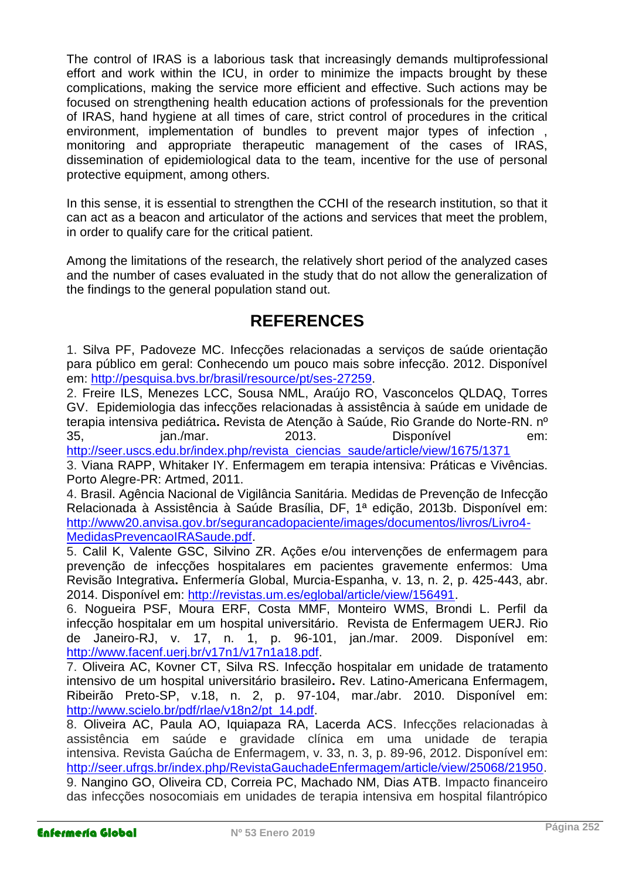The control of IRAS is a laborious task that increasingly demands multiprofessional effort and work within the ICU, in order to minimize the impacts brought by these complications, making the service more efficient and effective. Such actions may be focused on strengthening health education actions of professionals for the prevention of IRAS, hand hygiene at all times of care, strict control of procedures in the critical environment, implementation of bundles to prevent major types of infection , monitoring and appropriate therapeutic management of the cases of IRAS, dissemination of epidemiological data to the team, incentive for the use of personal protective equipment, among others.

In this sense, it is essential to strengthen the CCHI of the research institution, so that it can act as a beacon and articulator of the actions and services that meet the problem, in order to qualify care for the critical patient.

Among the limitations of the research, the relatively short period of the analyzed cases and the number of cases evaluated in the study that do not allow the generalization of the findings to the general population stand out.

## REFERENCES

1. Silva PF, Padoveze MC. Infecções relacionadas a serviços de saúde orientação para público em geral: Conhecendo um pouco mais sobre infecção. 2012. Disponível em: http://pesquisa.bvs.br/brasil/resource/pt/ses-27259.
2. Freire ILS, Menezes LCC, Sousa NML, Araújo RO, Vasconcelos QLDAQ, Torres GV. Epidemiologia das infecções relacionadas à assistência à saúde em unidade de terapia intensiva pediátrica**.** Revista de Atenção à Saúde, Rio Grande do Norte-RN. nº 35, jan./mar. 2013. Disponível em: http://seer.uscs.edu.br/index.php/revista_ciencias_saude/article/view/1675/1371
3. Viana RAPP, Whitaker IY. Enfermagem em terapia intensiva: Práticas e Vivências. Porto Alegre-PR: Artmed, 2011.
4. Brasil. Agência Nacional de Vigilância Sanitária. Medidas de Prevenção de Infecção Relacionada à Assistência à Saúde Brasília, DF, 1ª edição, 2013b. Disponível em: http://www20.anvisa.gov.br/segurancadopaciente/images/documentos/livros/Livro4-MedidasPrevencaoIRASaude.pdf.
5. Calil K, Valente GSC, Silvino ZR. Ações e/ou intervenções de enfermagem para prevenção de infecções hospitalares em pacientes gravemente enfermos: Uma Revisão Integrativa**.** Enfermería Global, Murcia-Espanha, v. 13, n. 2, p. 425-443, abr. 2014. Disponível em: http://revistas.um.es/eglobal/article/view/156491.
6. Nogueira PSF, Moura ERF, Costa MMF, Monteiro WMS, Brondi L. Perfil da infecção hospitalar em um hospital universitário. Revista de Enfermagem UERJ. Rio de Janeiro-RJ, v. 17, n. 1, p. 96-101, jan./mar. 2009. Disponível em: http://www.facenf.uerj.br/v17n1/v17n1a18.pdf.
7. Oliveira AC, Kovner CT, Silva RS. Infecção hospitalar em unidade de tratamento intensivo de um hospital universitário brasileiro**.** Rev. Latino-Americana Enfermagem, Ribeirão Preto-SP, v.18, n. 2, p. 97-104, mar./abr. 2010. Disponível em: http://www.scielo.br/pdf/rlae/v18n2/pt_14.pdf.
8. Oliveira AC, Paula AO, Iquiapaza RA, Lacerda ACS. Infecções relacionadas à assistência em saúde e gravidade clínica em uma unidade de terapia intensiva. Revista Gaúcha de Enfermagem, v. 33, n. 3, p. 89-96, 2012. Disponível em: http://seer.ufrgs.br/index.php/RevistaGauchadeEnfermagem/article/view/25068/21950.
9. Nangino GO, Oliveira CD, Correia PC, Machado NM, Dias ATB. Impacto financeiro das infecções nosocomiais em unidades de terapia intensiva em hospital filantrópico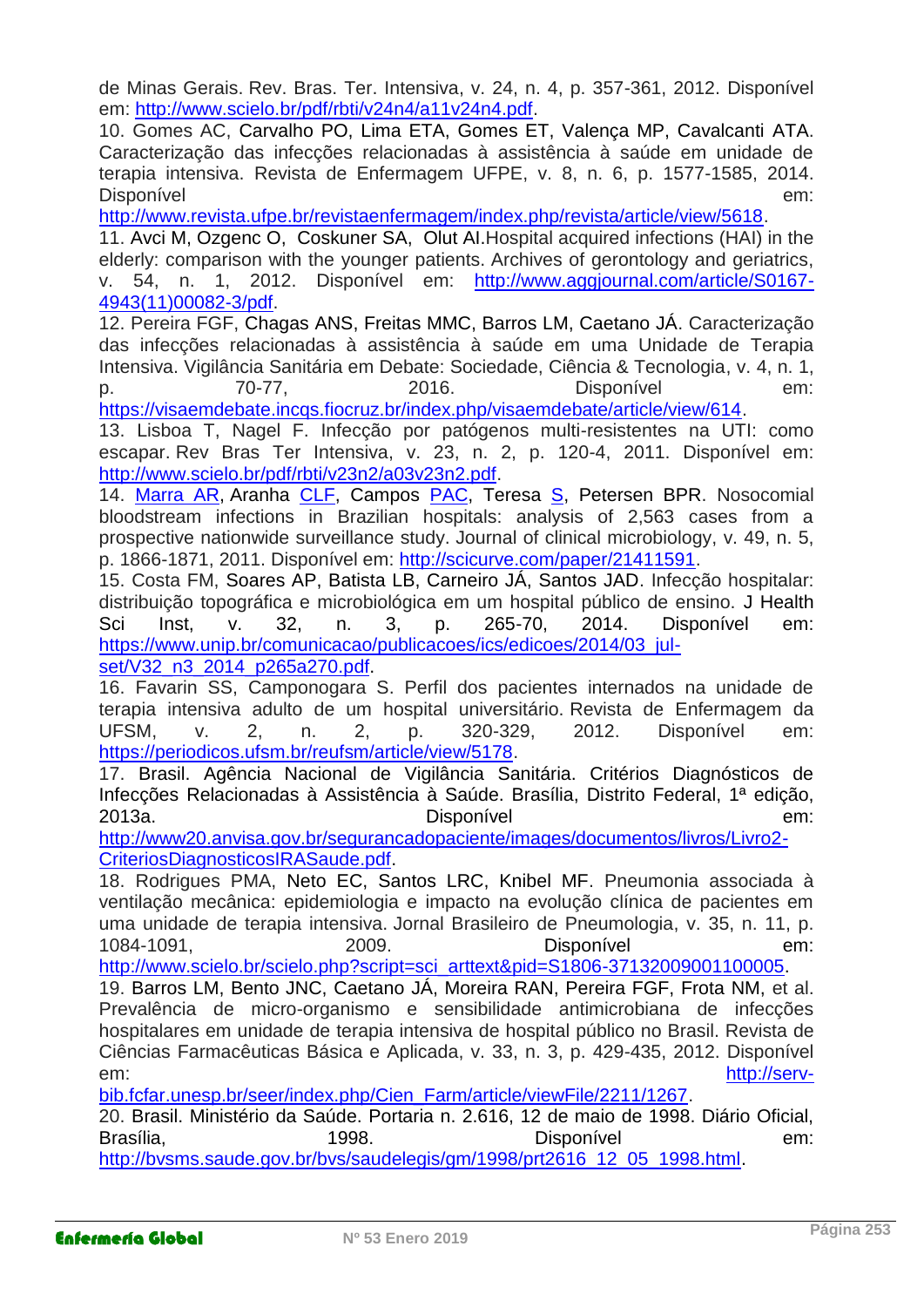de Minas Gerais. Rev. Bras. Ter. Intensiva, v. 24, n. 4, p. 357-361, 2012. Disponível em: http://www.scielo.br/pdf/rbti/v24n4/a11v24n4.pdf.

10. Gomes AC, Carvalho PO, Lima ETA, Gomes ET, Valença MP, Cavalcanti ATA. Caracterização das infecções relacionadas à assistência à saúde em unidade de terapia intensiva. Revista de Enfermagem UFPE, v. 8, n. 6, p. 1577-1585, 2014. Disponível em: http://www.revista.ufpe.br/revistaenfermagem/index.php/revista/article/view/5618.

11. Avci M, Ozgenc O, Coskuner SA, Olut AI.Hospital acquired infections (HAI) in the elderly: comparison with the younger patients. Archives of gerontology and geriatrics, v. 54, n. 1, 2012. Disponível em: http://www.aggjournal.com/article/S0167-4943(11)00082-3/pdf.

12. Pereira FGF, Chagas ANS, Freitas MMC, Barros LM, Caetano JÁ. Caracterização das infecções relacionadas à assistência à saúde em uma Unidade de Terapia Intensiva. Vigilância Sanitária em Debate: Sociedade, Ciência & Tecnologia, v. 4, n. 1, p. 70-77, 2016. Disponível em: https://visaemdebate.incqs.fiocruz.br/index.php/visaemdebate/article/view/614.

13. Lisboa T, Nagel F. Infecção por patógenos multi-resistentes na UTI: como escapar. Rev Bras Ter Intensiva, v. 23, n. 2, p. 120-4, 2011. Disponível em: http://www.scielo.br/pdf/rbti/v23n2/a03v23n2.pdf.

14. Marra AR, Aranha CLF, Campos PAC, Teresa S, Petersen BPR. Nosocomial bloodstream infections in Brazilian hospitals: analysis of 2,563 cases from a prospective nationwide surveillance study. Journal of clinical microbiology, v. 49, n. 5, p. 1866-1871, 2011. Disponível em: http://scicurve.com/paper/21411591.

15. Costa FM, Soares AP, Batista LB, Carneiro JÁ, Santos JAD. Infecção hospitalar: distribuição topográfica e microbiológica em um hospital público de ensino. J Health Sci Inst, v. 32, n. 3, p. 265-70, 2014. Disponível em: https://www.unip.br/comunicacao/publicacoes/ics/edicoes/2014/03_jul-set/V32_n3_2014_p265a270.pdf.

16. Favarin SS, Camponogara S. Perfil dos pacientes internados na unidade de terapia intensiva adulto de um hospital universitário. Revista de Enfermagem da UFSM, v. 2, n. 2, p. 320-329, 2012. Disponível em: https://periodicos.ufsm.br/reufsm/article/view/5178.

17. Brasil. Agência Nacional de Vigilância Sanitária. Critérios Diagnósticos de Infecções Relacionadas à Assistência à Saúde. Brasília, Distrito Federal, 1ª edição, 2013a. Disponível em: http://www20.anvisa.gov.br/segurancadopaciente/images/documentos/livros/Livro2-CriteriosDiagnosticosIRASaude.pdf.

18. Rodrigues PMA, Neto EC, Santos LRC, Knibel MF. Pneumonia associada à ventilação mecânica: epidemiologia e impacto na evolução clínica de pacientes em uma unidade de terapia intensiva. Jornal Brasileiro de Pneumologia, v. 35, n. 11, p. 1084-1091, 2009. Disponível em: http://www.scielo.br/scielo.php?script=sci_arttext&pid=S1806-37132009001100005.

19. Barros LM, Bento JNC, Caetano JÁ, Moreira RAN, Pereira FGF, Frota NM, et al. Prevalência de micro-organismo e sensibilidade antimicrobiana de infecções hospitalares em unidade de terapia intensiva de hospital público no Brasil. Revista de Ciências Farmacêuticas Básica e Aplicada, v. 33, n. 3, p. 429-435, 2012. Disponível em: http://serv-bib.fcfar.unesp.br/seer/index.php/Cien_Farm/article/viewFile/2211/1267.

20. Brasil. Ministério da Saúde. Portaria n. 2.616, 12 de maio de 1998. Diário Oficial, Brasília, 1998. Disponível em: http://bvsms.saude.gov.br/bvs/saudelegis/gm/1998/prt2616_12_05_1998.html.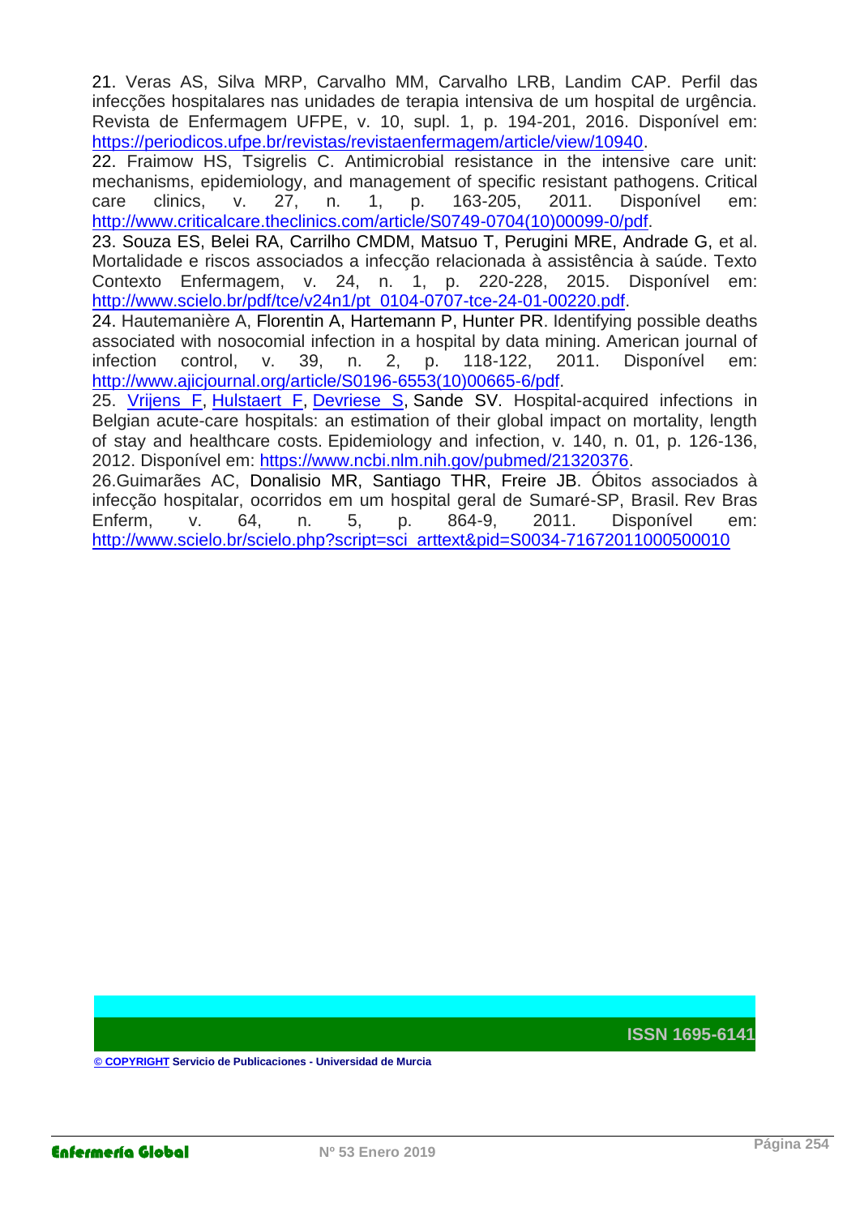21. Veras AS, Silva MRP, Carvalho MM, Carvalho LRB, Landim CAP. Perfil das infecções hospitalares nas unidades de terapia intensiva de um hospital de urgência. Revista de Enfermagem UFPE, v. 10, supl. 1, p. 194-201, 2016. Disponível em: https://periodicos.ufpe.br/revistas/revistaenfermagem/article/view/10940.

22. Fraimow HS, Tsigrelis C. Antimicrobial resistance in the intensive care unit: mechanisms, epidemiology, and management of specific resistant pathogens. Critical care clinics, v. 27, n. 1, p. 163-205, 2011. Disponível em: http://www.criticalcare.theclinics.com/article/S0749-0704(10)00099-0/pdf.

23. Souza ES, Belei RA, Carrilho CMDM, Matsuo T, Perugini MRE, Andrade G, et al. Mortalidade e riscos associados a infecção relacionada à assistência à saúde. Texto Contexto Enfermagem, v. 24, n. 1, p. 220-228, 2015. Disponível em: http://www.scielo.br/pdf/tce/v24n1/pt_0104-0707-tce-24-01-00220.pdf.

24. Hautemanière A, Florentin A, Hartemann P, Hunter PR. Identifying possible deaths associated with nosocomial infection in a hospital by data mining. American journal of infection control, v. 39, n. 2, p. 118-122, 2011. Disponível em: http://www.ajicjournal.org/article/S0196-6553(10)00665-6/pdf.

25. Vrijens F, Hulstaert F, Devriese S, Sande SV. Hospital-acquired infections in Belgian acute-care hospitals: an estimation of their global impact on mortality, length of stay and healthcare costs. Epidemiology and infection, v. 140, n. 01, p. 126-136, 2012. Disponível em: https://www.ncbi.nlm.nih.gov/pubmed/21320376.

26. Guimarães AC, Donalisio MR, Santiago THR, Freire JB. Óbitos associados à infecção hospitalar, ocorridos em um hospital geral de Sumaré-SP, Brasil. Rev Bras Enferm, v. 64, n. 5, p. 864-9, 2011. Disponível em: http://www.scielo.br/scielo.php?script=sci_arttext&pid=S0034-71672011000500010

ISSN 1695-6141

© COPYRIGHT Servicio de Publicaciones - Universidad de Murcia